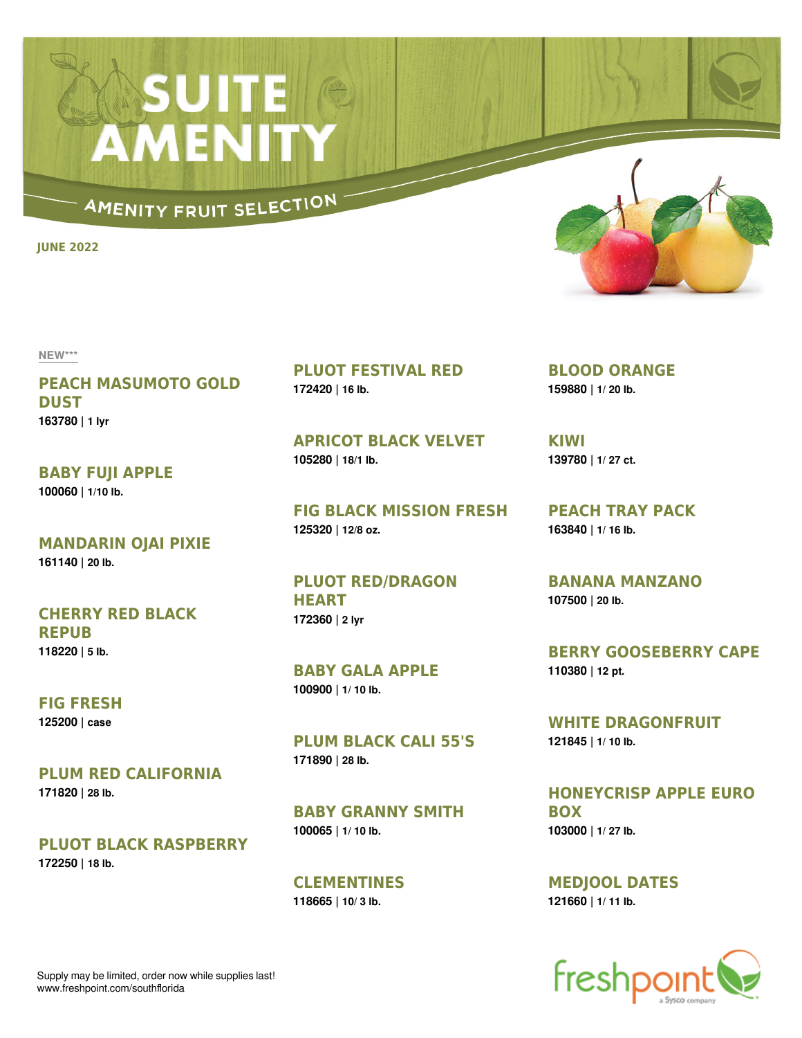# SUITE AMENITY

## AMENITY FRUIT SELECTION

**JUNE 2022**

NEW***

### PEACH MASUMOTO GOLD DUST
**163780 | 1 lyr**

### BABY FUJI APPLE
**100060 | 1/10 lb.**

### MANDARIN OJAI PIXIE
**161140 | 20 lb.**

### CHERRY RED BLACK REPUB
**118220 | 5 lb.**

### FIG FRESH
**125200 | case**

### PLUM RED CALIFORNIA
**171820 | 28 lb.**

### PLUOT BLACK RASPBERRY
**172250 | 18 lb.**

### PLUOT FESTIVAL RED
**172420 | 16 lb.**

### APRICOT BLACK VELVET
**105280 | 18/1 lb.**

### FIG BLACK MISSION FRESH
**125320 | 12/8 oz.**

### PLUOT RED/DRAGON HEART
**172360 | 2 lyr**

### BABY GALA APPLE
**100900 | 1/ 10 lb.**

### PLUM BLACK CALI 55'S
**171890 | 28 lb.**

### BABY GRANNY SMITH
**100065 | 1/ 10 lb.**

### CLEMENTINES
**118665 | 10/ 3 lb.**

### BLOOD ORANGE
**159880 | 1/ 20 lb.**

### KIWI
**139780 | 1/ 27 ct.**

### PEACH TRAY PACK
**163840 | 1/ 16 lb.**

### BANANA MANZANO
**107500 | 20 lb.**

### BERRY GOOSEBERRY CAPE
**110380 | 12 pt.**

### WHITE DRAGONFRUIT
**121845 | 1/ 10 lb.**

### HONEYCRISP APPLE EURO BOX
**103000 | 1/ 27 lb.**

### MEDJOOL DATES
**121660 | 1/ 11 lb.**

Supply may be limited, order now while supplies last!
www.freshpoint.com/southflorida

freshpoint a Sysco company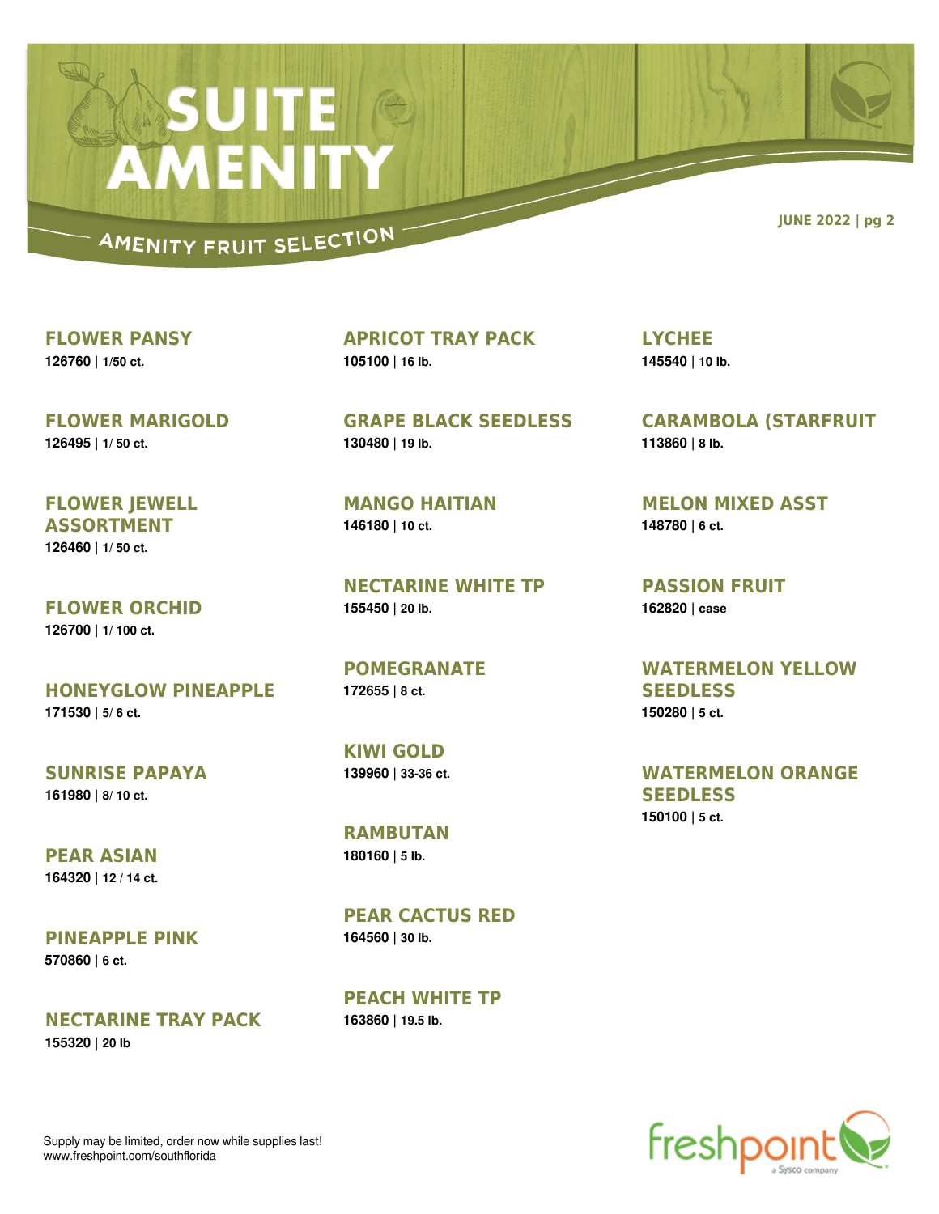# SUITE AMENITY

## AMENITY FRUIT SELECTION

JUNE 2022

**FLOWER PANSY**
126760 | 1/50 ct.

**FLOWER MARIGOLD**
126495 | 1/ 50 ct.

**FLOWER JEWELL ASSORTMENT**
126460 | 1/ 50 ct.

**FLOWER ORCHID**
126700 | 1/ 100 ct.

**HONEYGLOW PINEAPPLE**
171530 | 5/ 6 ct.

**SUNRISE PAPAYA**
161980 | 8/ 10 ct.

**PEAR ASIAN**
164320 | 12 / 14 ct.

**PINEAPPLE PINK**
570860 | 6 ct.

**NECTARINE TRAY PACK**
155320 | 20 lb

**APRICOT TRAY PACK**
105100 | 16 lb.

**GRAPE BLACK SEEDLESS**
130480 | 19 lb.

**MANGO HAITIAN**
146180 | 10 ct.

**NECTARINE WHITE TP**
155450 | 20 lb.

**POMEGRANATE**
172655 | 8 ct.

**KIWI GOLD**
139960 | 33-36 ct.

**RAMBUTAN**
180160 | 5 lb.

**PEAR CACTUS RED**
164560 | 30 lb.

**PEACH WHITE TP**
163860 | 19.5 lb.

**LYCHEE**
145540 | 10 lb.

**CARAMBOLA (STARFRUIT**
113860 | 8 lb.

**MELON MIXED ASST**
148780 | 6 ct.

**PASSION FRUIT**
162820 | case

**WATERMELON YELLOW SEEDLESS**
150280 | 5 ct.

**WATERMELON ORANGE SEEDLESS**
150100 | 5 ct.

Supply may be limited, order now while supplies last!
www.freshpoint.com/southflorida

freshpoint a Sysco company